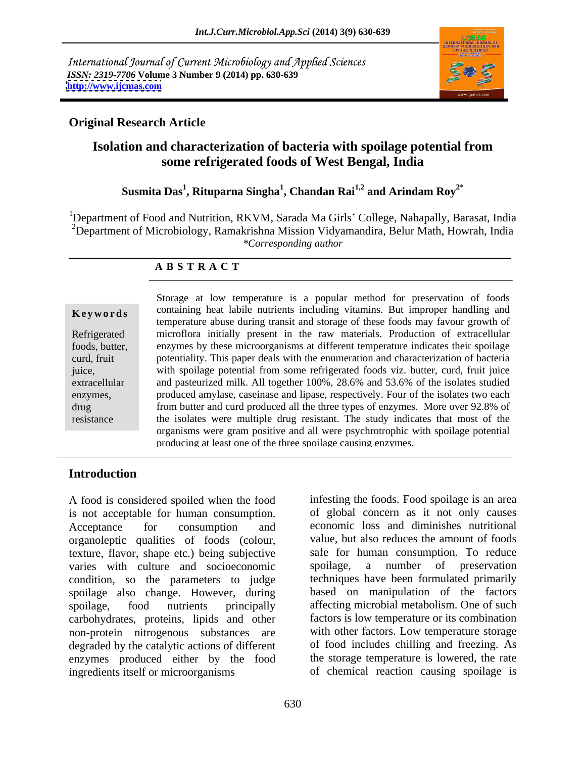International Journal of Current Microbiology and Applied Sciences
*ISSN: 2319-7706* **Volume 3 Number 9 (2014) pp. 630-639**
**http://www.ijcmas.com**

**Original Research Article**

# Isolation and characterization of bacteria with spoilage potential from some refrigerated foods of West Bengal, India

**Susmita Das[1], Rituparna Singha[1], Chandan Rai[1,2] and Arindam Roy[2*]**

[1]Department of Food and Nutrition, RKVM, Sarada Ma Girls' College, Nabapally, Barasat, India
[2]Department of Microbiology, Ramakrishna Mission Vidyamandira, Belur Math, Howrah, India
*\*Corresponding author*

**A B S T R A C T**

**Keywords**

Refrigerated foods, butter, curd, fruit juice, extracellular enzymes, drug resistance

Storage at low temperature is a popular method for preservation of foods containing heat labile nutrients including vitamins. But improper handling and temperature abuse during transit and storage of these foods may favour growth of microflora initially present in the raw materials. Production of extracellular enzymes by these microorganisms at different temperature indicates their spoilage potentiality. This paper deals with the enumeration and characterization of bacteria with spoilage potential from some refrigerated foods viz. butter, curd, fruit juice and pasteurized milk. All together 100%, 28.6% and 53.6% of the isolates studied produced amylase, caseinase and lipase, respectively. Four of the isolates two each from butter and curd produced all the three types of enzymes. More over 92.8% of the isolates were multiple drug resistant. The study indicates that most of the organisms were gram positive and all were psychrotrophic with spoilage potential producing at least one of the three spoilage causing enzymes.

## Introduction

A food is considered spoiled when the food is not acceptable for human consumption. Acceptance for consumption and organoleptic qualities of foods (colour, texture, flavor, shape etc.) being subjective varies with culture and socioeconomic condition, so the parameters to judge spoilage also change. However, during spoilage, food nutrients principally carbohydrates, proteins, lipids and other non-protein nitrogenous substances are degraded by the catalytic actions of different enzymes produced either by the food ingredients itself or microorganisms infesting the foods. Food spoilage is an area of global concern as it not only causes economic loss and diminishes nutritional value, but also reduces the amount of foods safe for human consumption. To reduce spoilage, a number of preservation techniques have been formulated primarily based on manipulation of the factors affecting microbial metabolism. One of such factors is low temperature or its combination with other factors. Low temperature storage of food includes chilling and freezing. As the storage temperature is lowered, the rate of chemical reaction causing spoilage is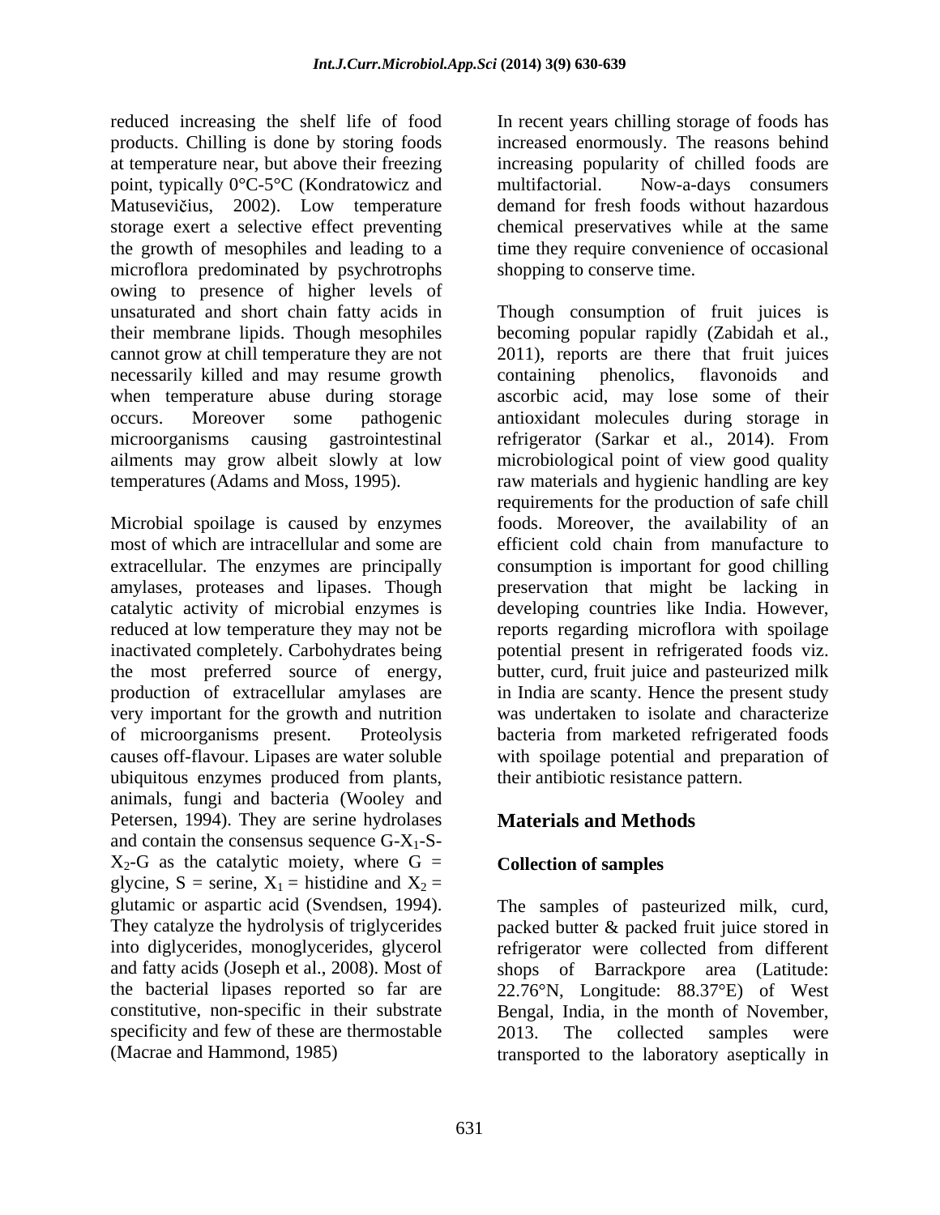reduced increasing the shelf life of food products. Chilling is done by storing foods at temperature near, but above their freezing point, typically 0°C-5°C (Kondratowicz and Matusevičius, 2002). Low temperature storage exert a selective effect preventing the growth of mesophiles and leading to a microflora predominated by psychrotrophs owing to presence of higher levels of unsaturated and short chain fatty acids in their membrane lipids. Though mesophiles cannot grow at chill temperature they are not necessarily killed and may resume growth when temperature abuse during storage occurs. Moreover some pathogenic microorganisms causing gastrointestinal ailments may grow albeit slowly at low temperatures (Adams and Moss, 1995).

Microbial spoilage is caused by enzymes most of which are intracellular and some are extracellular. The enzymes are principally amylases, proteases and lipases. Though catalytic activity of microbial enzymes is reduced at low temperature they may not be inactivated completely. Carbohydrates being the most preferred source of energy, production of extracellular amylases are very important for the growth and nutrition of microorganisms present. Proteolysis causes off-flavour. Lipases are water soluble ubiquitous enzymes produced from plants, animals, fungi and bacteria (Wooley and Petersen, 1994). They are serine hydrolases and contain the consensus sequence G-$X_1$-S-$X_2$-G as the catalytic moiety, where G = glycine, S = serine, $X_1$ = histidine and $X_2$ = glutamic or aspartic acid (Svendsen, 1994). They catalyze the hydrolysis of triglycerides into diglycerides, monoglycerides, glycerol and fatty acids (Joseph et al., 2008). Most of the bacterial lipases reported so far are constitutive, non-specific in their substrate specificity and few of these are thermostable (Macrae and Hammond, 1985)

In recent years chilling storage of foods has increased enormously. The reasons behind increasing popularity of chilled foods are multifactorial. Now-a-days consumers demand for fresh foods without hazardous chemical preservatives while at the same time they require convenience of occasional shopping to conserve time.

Though consumption of fruit juices is becoming popular rapidly (Zabidah et al., 2011), reports are there that fruit juices containing phenolics, flavonoids and ascorbic acid, may lose some of their antioxidant molecules during storage in refrigerator (Sarkar et al., 2014). From microbiological point of view good quality raw materials and hygienic handling are key requirements for the production of safe chill foods. Moreover, the availability of an efficient cold chain from manufacture to consumption is important for good chilling preservation that might be lacking in developing countries like India. However, reports regarding microflora with spoilage potential present in refrigerated foods viz. butter, curd, fruit juice and pasteurized milk in India are scanty. Hence the present study was undertaken to isolate and characterize bacteria from marketed refrigerated foods with spoilage potential and preparation of their antibiotic resistance pattern.

## Materials and Methods

### Collection of samples

The samples of pasteurized milk, curd, packed butter & packed fruit juice stored in refrigerator were collected from different shops of Barrackpore area (Latitude: 22.76°N, Longitude: 88.37°E) of West Bengal, India, in the month of November, 2013. The collected samples were transported to the laboratory aseptically in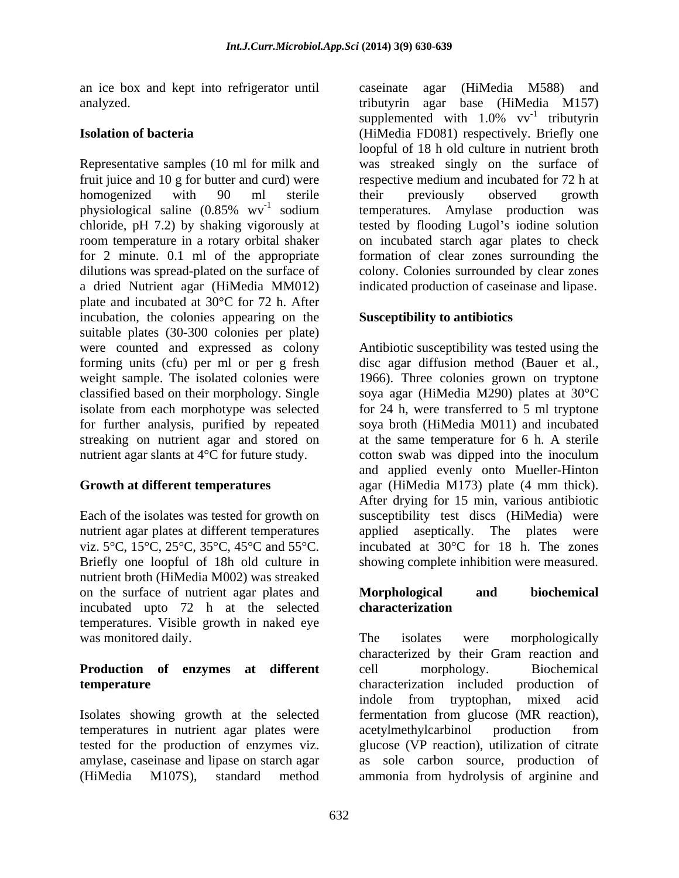an ice box and kept into refrigerator until analyzed.

## Isolation of bacteria

Representative samples (10 ml for milk and fruit juice and 10 g for butter and curd) were homogenized with 90 ml sterile physiological saline (0.85% $wv^{-1}$ sodium chloride, pH 7.2) by shaking vigorously at room temperature in a rotary orbital shaker for 2 minute. 0.1 ml of the appropriate dilutions was spread-plated on the surface of a dried Nutrient agar (HiMedia MM012) plate and incubated at 30°C for 72 h. After incubation, the colonies appearing on the suitable plates (30-300 colonies per plate) were counted and expressed as colony forming units (cfu) per ml or per g fresh weight sample. The isolated colonies were classified based on their morphology. Single isolate from each morphotype was selected for further analysis, purified by repeated streaking on nutrient agar and stored on nutrient agar slants at 4°C for future study.

## Growth at different temperatures

Each of the isolates was tested for growth on nutrient agar plates at different temperatures viz. 5°C, 15°C, 25°C, 35°C, 45°C and 55°C. Briefly one loopful of 18h old culture in nutrient broth (HiMedia M002) was streaked on the surface of nutrient agar plates and incubated upto 72 h at the selected temperatures. Visible growth in naked eye was monitored daily.

## Production of enzymes at different temperature

Isolates showing growth at the selected temperatures in nutrient agar plates were tested for the production of enzymes viz. amylase, caseinase and lipase on starch agar (HiMedia M107S), standard method caseinate agar (HiMedia M588) and tributyrin agar base (HiMedia M157) supplemented with 1.0% $vv^{-1}$ tributyrin (HiMedia FD081) respectively. Briefly one loopful of 18 h old culture in nutrient broth was streaked singly on the surface of respective medium and incubated for 72 h at their previously observed growth temperatures. Amylase production was tested by flooding Lugol's iodine solution on incubated starch agar plates to check formation of clear zones surrounding the colony. Colonies surrounded by clear zones indicated production of caseinase and lipase.

## Susceptibility to antibiotics

Antibiotic susceptibility was tested using the disc agar diffusion method (Bauer et al., 1966). Three colonies grown on tryptone soya agar (HiMedia M290) plates at 30°C for 24 h, were transferred to 5 ml tryptone soya broth (HiMedia M011) and incubated at the same temperature for 6 h. A sterile cotton swab was dipped into the inoculum and applied evenly onto Mueller-Hinton agar (HiMedia M173) plate (4 mm thick). After drying for 15 min, various antibiotic susceptibility test discs (HiMedia) were applied aseptically. The plates were incubated at 30°C for 18 h. The zones showing complete inhibition were measured.

## Morphological and biochemical characterization

The isolates were morphologically characterized by their Gram reaction and cell morphology. Biochemical characterization included production of indole from tryptophan, mixed acid fermentation from glucose (MR reaction), acetylmethylcarbinol production from glucose (VP reaction), utilization of citrate as sole carbon source, production of ammonia from hydrolysis of arginine and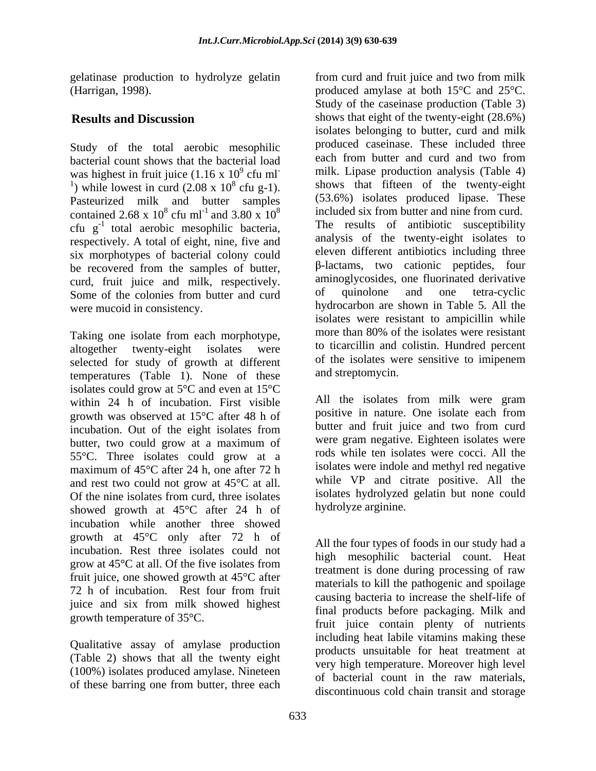gelatinase production to hydrolyze gelatin (Harrigan, 1998).

## Results and Discussion

Study of the total aerobic mesophilic bacterial count shows that the bacterial load was highest in fruit juice ($1.16 \times 10^9$ cfu ml$^{-1}$) while lowest in curd ($2.08 \times 10^8$ cfu g-1). Pasteurized milk and butter samples contained $2.68 \times 10^8$ cfu ml$^{-1}$ and $3.80 \times 10^8$ cfu g$^{-1}$ total aerobic mesophilic bacteria, respectively. A total of eight, nine, five and six morphotypes of bacterial colony could be recovered from the samples of butter, curd, fruit juice and milk, respectively. Some of the colonies from butter and curd were mucoid in consistency.

Taking one isolate from each morphotype, altogether twenty-eight isolates were selected for study of growth at different temperatures (Table 1). None of these isolates could grow at 5°C and even at 15°C within 24 h of incubation. First visible growth was observed at 15°C after 48 h of incubation. Out of the eight isolates from butter, two could grow at a maximum of 55°C. Three isolates could grow at a maximum of 45°C after 24 h, one after 72 h and rest two could not grow at 45°C at all. Of the nine isolates from curd, three isolates showed growth at 45°C after 24 h of incubation while another three showed growth at 45°C only after 72 h of incubation. Rest three isolates could not grow at 45°C at all. Of the five isolates from fruit juice, one showed growth at 45°C after 72 h of incubation. Rest four from fruit juice and six from milk showed highest growth temperature of 35°C.

Qualitative assay of amylase production (Table 2) shows that all the twenty eight (100%) isolates produced amylase. Nineteen of these barring one from butter, three each from curd and fruit juice and two from milk produced amylase at both 15°C and 25°C. Study of the caseinase production (Table 3) shows that eight of the twenty-eight (28.6%) isolates belonging to butter, curd and milk produced caseinase. These included three each from butter and curd and two from milk. Lipase production analysis (Table 4) shows that fifteen of the twenty-eight (53.6%) isolates produced lipase. These included six from butter and nine from curd. The results of antibiotic susceptibility analysis of the twenty-eight isolates to eleven different antibiotics including three β-lactams, two cationic peptides, four aminoglycosides, one fluorinated derivative of quinolone and one tetra-cyclic hydrocarbon are shown in Table 5. All the isolates were resistant to ampicillin while more than 80% of the isolates were resistant to ticarcillin and colistin. Hundred percent of the isolates were sensitive to imipenem and streptomycin.

All the isolates from milk were gram positive in nature. One isolate each from butter and fruit juice and two from curd were gram negative. Eighteen isolates were rods while ten isolates were cocci. All the isolates were indole and methyl red negative while VP and citrate positive. All the isolates hydrolyzed gelatin but none could hydrolyze arginine.

All the four types of foods in our study had a high mesophilic bacterial count. Heat treatment is done during processing of raw materials to kill the pathogenic and spoilage causing bacteria to increase the shelf-life of final products before packaging. Milk and fruit juice contain plenty of nutrients including heat labile vitamins making these products unsuitable for heat treatment at very high temperature. Moreover high level of bacterial count in the raw materials, discontinuous cold chain transit and storage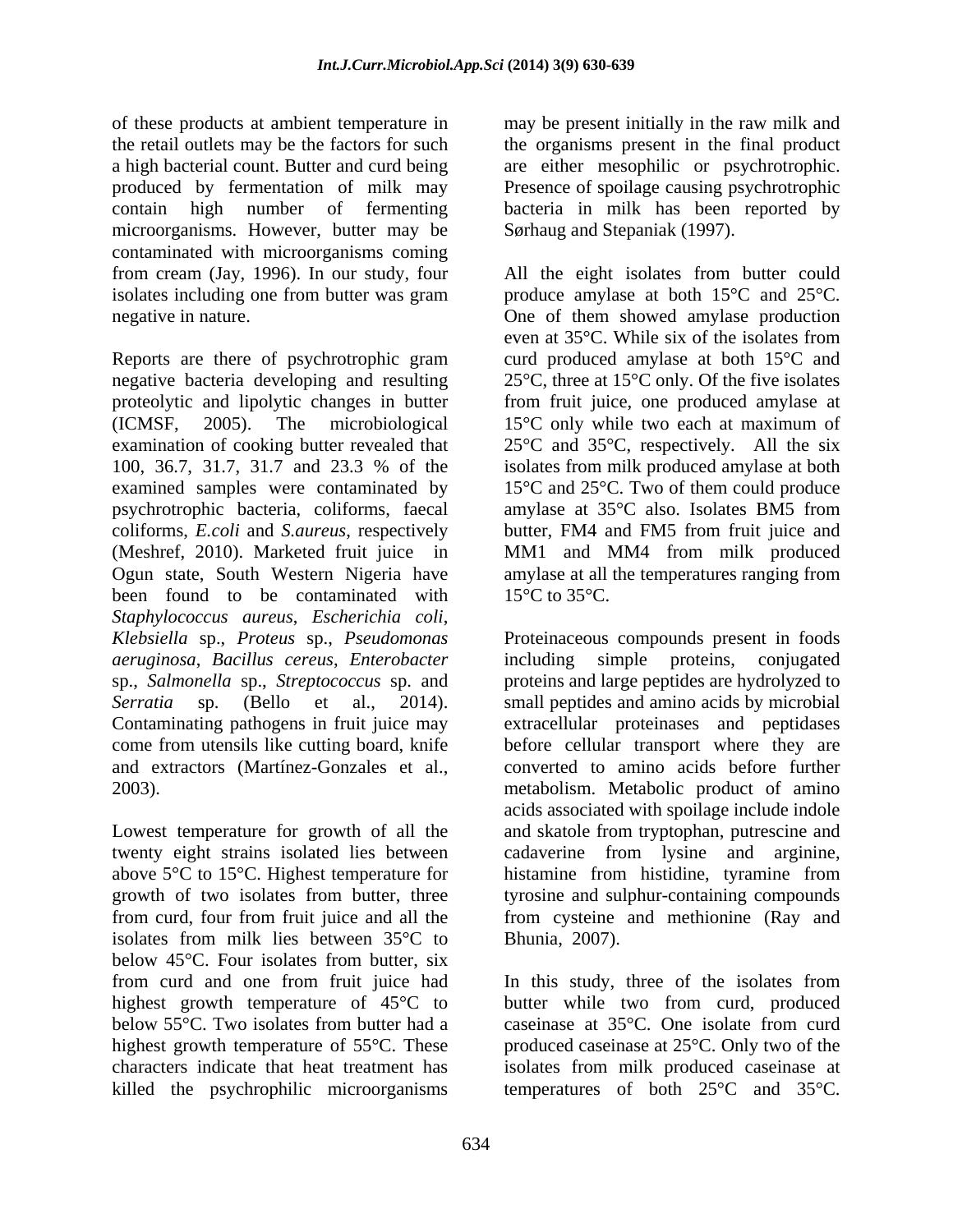of these products at ambient temperature in the retail outlets may be the factors for such a high bacterial count. Butter and curd being produced by fermentation of milk may contain high number of fermenting microorganisms. However, butter may be contaminated with microorganisms coming from cream (Jay, 1996). In our study, four isolates including one from butter was gram negative in nature.

Reports are there of psychrotrophic gram negative bacteria developing and resulting proteolytic and lipolytic changes in butter (ICMSF, 2005). The microbiological examination of cooking butter revealed that 100, 36.7, 31.7, 31.7 and 23.3 % of the examined samples were contaminated by psychrotrophic bacteria, coliforms, faecal coliforms, *E.coli* and *S.aureus*, respectively (Meshref, 2010). Marketed fruit juice in Ogun state, South Western Nigeria have been found to be contaminated with *Staphylococcus aureus*, *Escherichia coli*, *Klebsiella* sp., *Proteus* sp., *Pseudomonas aeruginosa*, *Bacillus cereus*, *Enterobacter* sp., *Salmonella* sp., *Streptococcus* sp. and *Serratia* sp. (Bello et al., 2014). Contaminating pathogens in fruit juice may come from utensils like cutting board, knife and extractors (Martínez-Gonzales et al., 2003).

Lowest temperature for growth of all the twenty eight strains isolated lies between above 5°C to 15°C. Highest temperature for growth of two isolates from butter, three from curd, four from fruit juice and all the isolates from milk lies between 35°C to below 45°C. Four isolates from butter, six from curd and one from fruit juice had highest growth temperature of 45°C to below 55°C. Two isolates from butter had a highest growth temperature of 55°C. These characters indicate that heat treatment has killed the psychrophilic microorganisms may be present initially in the raw milk and the organisms present in the final product are either mesophilic or psychrotrophic. Presence of spoilage causing psychrotrophic bacteria in milk has been reported by Sørhaug and Stepaniak (1997).

All the eight isolates from butter could produce amylase at both 15°C and 25°C. One of them showed amylase production even at 35°C. While six of the isolates from curd produced amylase at both 15°C and 25°C, three at 15°C only. Of the five isolates from fruit juice, one produced amylase at 15°C only while two each at maximum of 25°C and 35°C, respectively. All the six isolates from milk produced amylase at both 15°C and 25°C. Two of them could produce amylase at 35°C also. Isolates BM5 from butter, FM4 and FM5 from fruit juice and MM1 and MM4 from milk produced amylase at all the temperatures ranging from 15°C to 35°C.

Proteinaceous compounds present in foods including simple proteins, conjugated proteins and large peptides are hydrolyzed to small peptides and amino acids by microbial extracellular proteinases and peptidases before cellular transport where they are converted to amino acids before further metabolism. Metabolic product of amino acids associated with spoilage include indole and skatole from tryptophan, putrescine and cadaverine from lysine and arginine, histamine from histidine, tyramine from tyrosine and sulphur-containing compounds from cysteine and methionine (Ray and Bhunia, 2007).

In this study, three of the isolates from butter while two from curd, produced caseinase at 35°C. One isolate from curd produced caseinase at 25°C. Only two of the isolates from milk produced caseinase at temperatures of both 25°C and 35°C.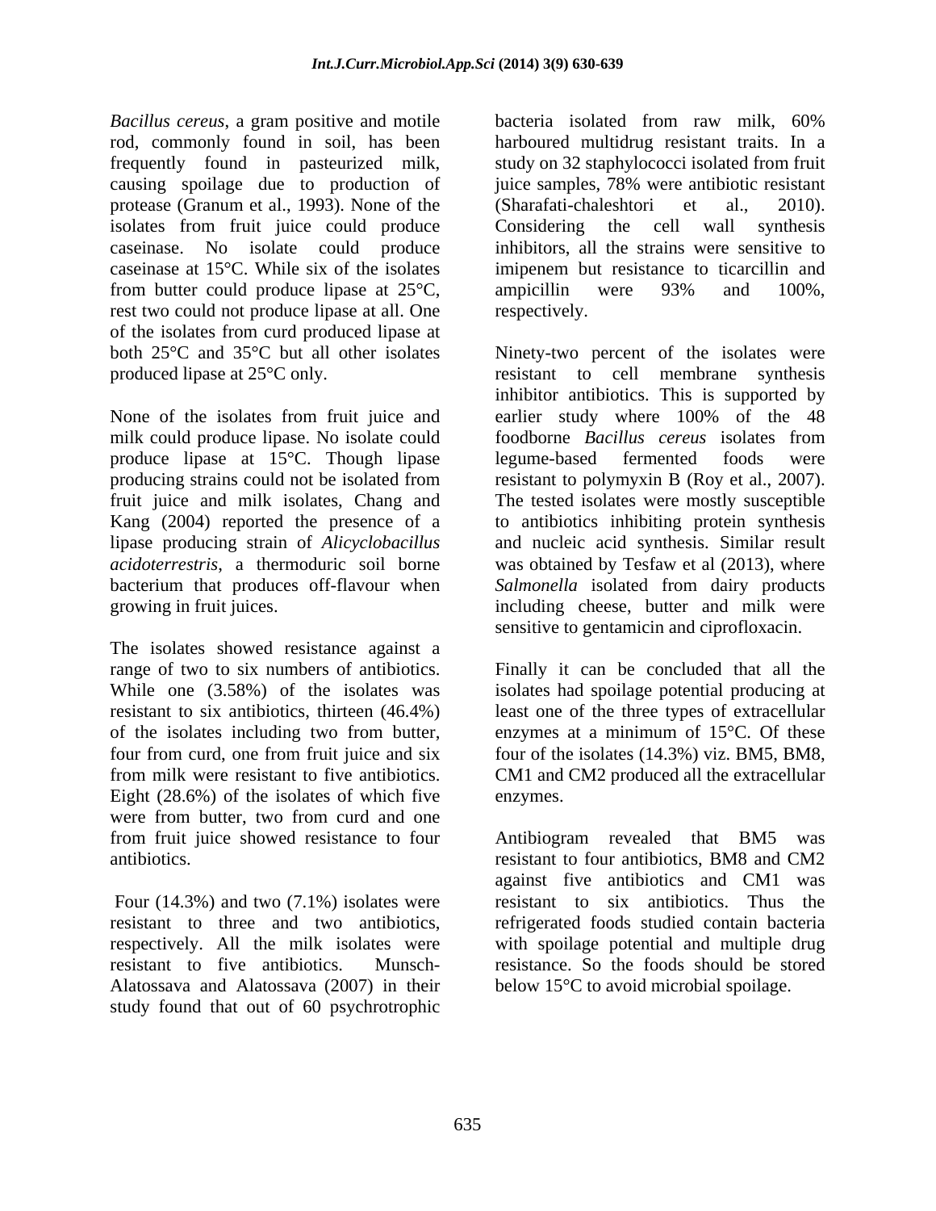*Bacillus cereus*, a gram positive and motile rod, commonly found in soil, has been frequently found in pasteurized milk, causing spoilage due to production of protease (Granum et al., 1993). None of the isolates from fruit juice could produce caseinase. No isolate could produce caseinase at 15°C. While six of the isolates from butter could produce lipase at 25°C, rest two could not produce lipase at all. One of the isolates from curd produced lipase at both 25°C and 35°C but all other isolates produced lipase at 25°C only.

None of the isolates from fruit juice and milk could produce lipase. No isolate could produce lipase at 15°C. Though lipase producing strains could not be isolated from fruit juice and milk isolates, Chang and Kang (2004) reported the presence of a lipase producing strain of *Alicyclobacillus acidoterrestris*, a thermoduric soil borne bacterium that produces off-flavour when growing in fruit juices.

The isolates showed resistance against a range of two to six numbers of antibiotics. While one (3.58%) of the isolates was resistant to six antibiotics, thirteen (46.4%) of the isolates including two from butter, four from curd, one from fruit juice and six from milk were resistant to five antibiotics. Eight (28.6%) of the isolates of which five were from butter, two from curd and one from fruit juice showed resistance to four antibiotics.

Four (14.3%) and two (7.1%) isolates were resistant to three and two antibiotics, respectively. All the milk isolates were resistant to five antibiotics. Munsch-Alatossava and Alatossava (2007) in their study found that out of 60 psychrotrophic bacteria isolated from raw milk, 60% harboured multidrug resistant traits. In a study on 32 staphylococci isolated from fruit juice samples, 78% were antibiotic resistant (Sharafati-chaleshtori et al., 2010). Considering the cell wall synthesis inhibitors, all the strains were sensitive to imipenem but resistance to ticarcillin and ampicillin were 93% and 100%, respectively.

Ninety-two percent of the isolates were resistant to cell membrane synthesis inhibitor antibiotics. This is supported by earlier study where 100% of the 48 foodborne *Bacillus cereus* isolates from legume-based fermented foods were resistant to polymyxin B (Roy et al., 2007). The tested isolates were mostly susceptible to antibiotics inhibiting protein synthesis and nucleic acid synthesis. Similar result was obtained by Tesfaw et al (2013), where *Salmonella* isolated from dairy products including cheese, butter and milk were sensitive to gentamicin and ciprofloxacin.

Finally it can be concluded that all the isolates had spoilage potential producing at least one of the three types of extracellular enzymes at a minimum of 15°C. Of these four of the isolates (14.3%) viz. BM5, BM8, CM1 and CM2 produced all the extracellular enzymes.

Antibiogram revealed that BM5 was resistant to four antibiotics, BM8 and CM2 against five antibiotics and CM1 was resistant to six antibiotics. Thus the refrigerated foods studied contain bacteria with spoilage potential and multiple drug resistance. So the foods should be stored below 15°C to avoid microbial spoilage.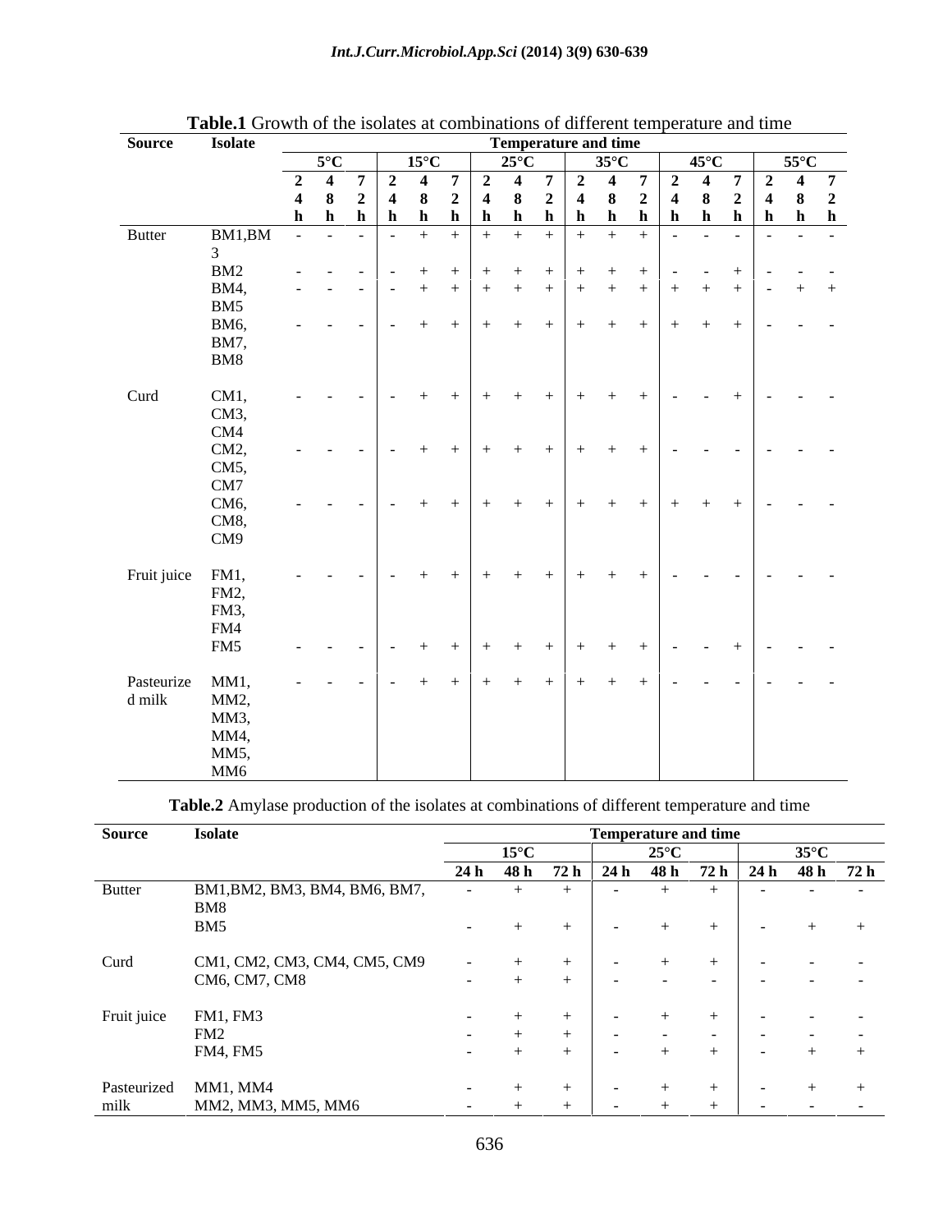**Table.1** Growth of the isolates at combinations of different temperature and time

| Source | Isolate | Temperature and time | | | | | | | | | | | | | | | | | |
|---|---|---|---|---|---|---|---|---|---|---|---|---|---|---|---|---|---|---|---|
| | | 5°C | | | 15°C | | | 25°C | | | 35°C | | | 45°C | | | 55°C | | |
| | | 24 h | 48 h | 72 h | 24 h | 48 h | 72 h | 24 h | 48 h | 72 h | 24 h | 48 h | 72 h | 24 h | 48 h | 72 h | 24 h | 48 h | 72 h |
| Butter | BM1,BM3 | - | - | - | - | + | + | + | + | + | + | + | + | - | - | - | - | - | - |
| | BM2 | - | - | - | - | + | + | + | + | + | + | + | + | - | - | + | - | - | - |
| | BM4, BM5 | - | - | - | - | + | + | + | + | + | + | + | + | + | + | + | - | + | + |
| | BM6, BM7, BM8 | - | - | - | - | + | + | + | + | + | + | + | + | + | + | + | - | - | - |
| Curd | CM1, CM3, CM4 | - | - | - | - | + | + | + | + | + | + | + | + | - | - | + | - | - | - |
| | CM2, CM5, CM7 | - | - | - | - | + | + | + | + | + | + | + | + | - | - | - | - | - | - |
| | CM6, CM8, CM9 | - | - | - | - | + | + | + | + | + | + | + | + | + | + | + | - | - | - |
| Fruit juice | FM1, FM2, FM3, FM4 | - | - | - | - | + | + | + | + | + | + | + | + | - | - | - | - | - | - |
| | FM5 | - | - | - | - | + | + | + | + | + | + | + | + | - | - | + | - | - | - |
| Pasteurized milk | MM1, MM2, MM3, MM4, MM5, MM6 | - | - | - | - | + | + | + | + | + | + | + | + | - | - | - | - | - | - |

**Table.2** Amylase production of the isolates at combinations of different temperature and time

| Source | Isolate | Temperature and time | | | | | | | | |
|---|---|---|---|---|---|---|---|---|---|---|
| | | 15°C | | | 25°C | | | 35°C | | |
| | | 24 h | 48 h | 72 h | 24 h | 48 h | 72 h | 24 h | 48 h | 72 h |
| Butter | BM1,BM2, BM3, BM4, BM6, BM7, BM8 | - | + | + | - | + | + | - | - | - |
| | BM5 | - | + | + | - | + | + | - | + | + |
| Curd | CM1, CM2, CM3, CM4, CM5, CM9 | - | + | + | - | + | + | - | - | - |
| | CM6, CM7, CM8 | - | + | + | - | - | - | - | - | - |
| Fruit juice | FM1, FM3 | - | + | + | - | + | + | - | - | - |
| | FM2 | - | + | + | - | - | - | - | - | - |
| | FM4, FM5 | - | + | + | - | + | + | - | + | + |
| Pasteurized milk | MM1, MM4 | - | + | + | - | + | + | - | + | + |
| | MM2, MM3, MM5, MM6 | - | + | + | - | + | + | - | - | - |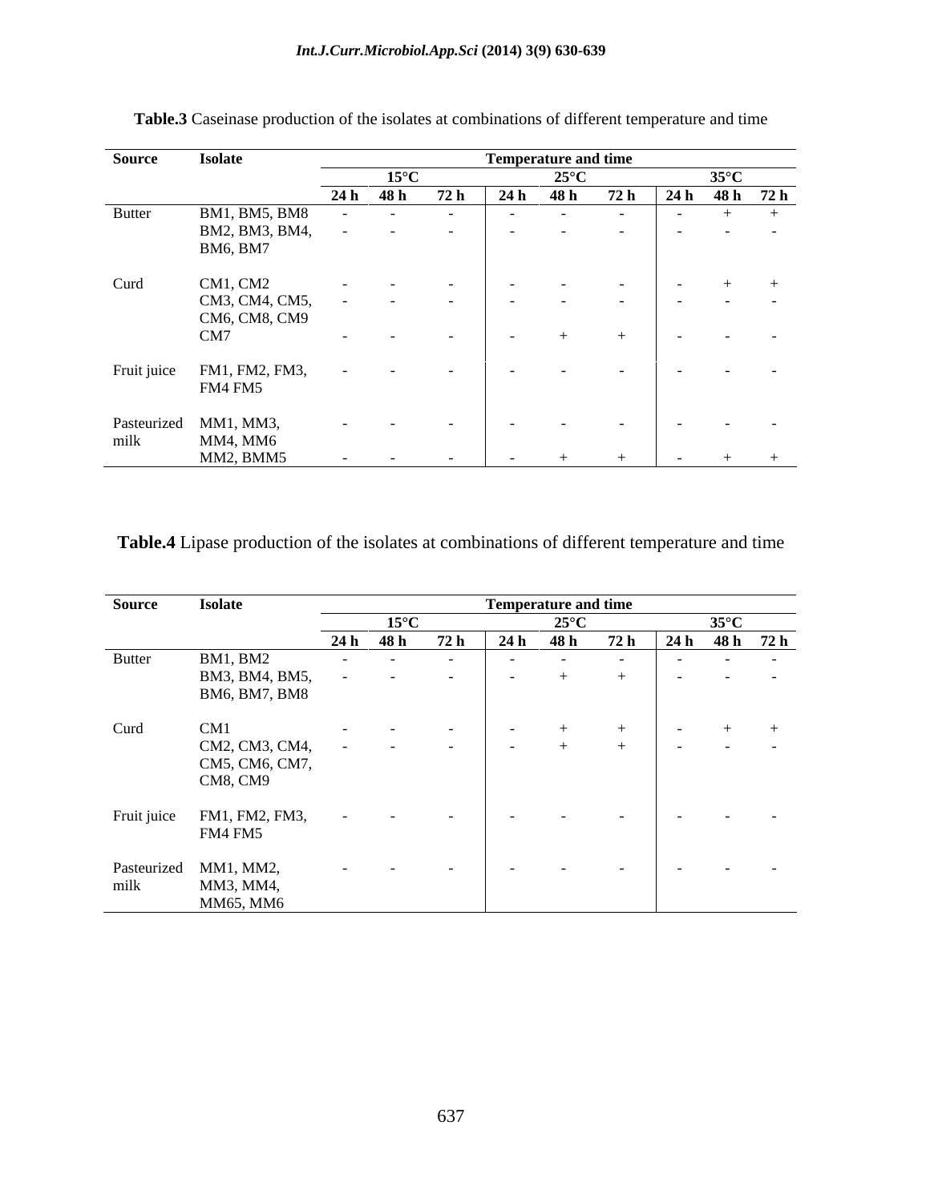**Table.3** Caseinase production of the isolates at combinations of different temperature and time

| Source | Isolate | Temperature and time | | | | | | | | |
|---|---|---|---|---|---|---|---|---|---|---|
| | | 15°C | | | 25°C | | | 35°C | | |
| | | 24 h | 48 h | 72 h | 24 h | 48 h | 72 h | 24 h | 48 h | 72 h |
| Butter | BM1, BM5, BM8 | - | - | - | - | - | - | - | + | + |
| | BM2, BM3, BM4, BM6, BM7 | - | - | - | - | - | - | - | - | - |
| Curd | CM1, CM2 | - | - | - | - | - | - | - | + | + |
| | CM3, CM4, CM5, CM6, CM8, CM9 | - | - | - | - | - | - | - | - | - |
| | CM7 | - | - | - | - | + | + | - | - | - |
| Fruit juice | FM1, FM2, FM3, FM4 FM5 | - | - | - | - | - | - | - | - | - |
| Pasteurized milk | MM1, MM3, MM4, MM6 | - | - | - | - | - | - | - | - | - |
| | MM2, BMM5 | - | - | - | - | + | + | - | + | + |

**Table.4** Lipase production of the isolates at combinations of different temperature and time

| Source | Isolate | Temperature and time | | | | | | | | |
|---|---|---|---|---|---|---|---|---|---|---|
| | | 15°C | | | 25°C | | | 35°C | | |
| | | 24 h | 48 h | 72 h | 24 h | 48 h | 72 h | 24 h | 48 h | 72 h |
| Butter | BM1, BM2 | - | - | - | - | - | - | - | - | - |
| | BM3, BM4, BM5, BM6, BM7, BM8 | - | - | - | - | + | + | - | - | - |
| Curd | CM1 | - | - | - | - | + | + | - | + | + |
| | CM2, CM3, CM4, CM5, CM6, CM7, CM8, CM9 | - | - | - | - | + | + | - | - | - |
| Fruit juice | FM1, FM2, FM3, FM4 FM5 | - | - | - | - | - | - | - | - | - |
| Pasteurized milk | MM1, MM2, MM3, MM4, MM65, MM6 | - | - | - | - | - | - | - | - | - |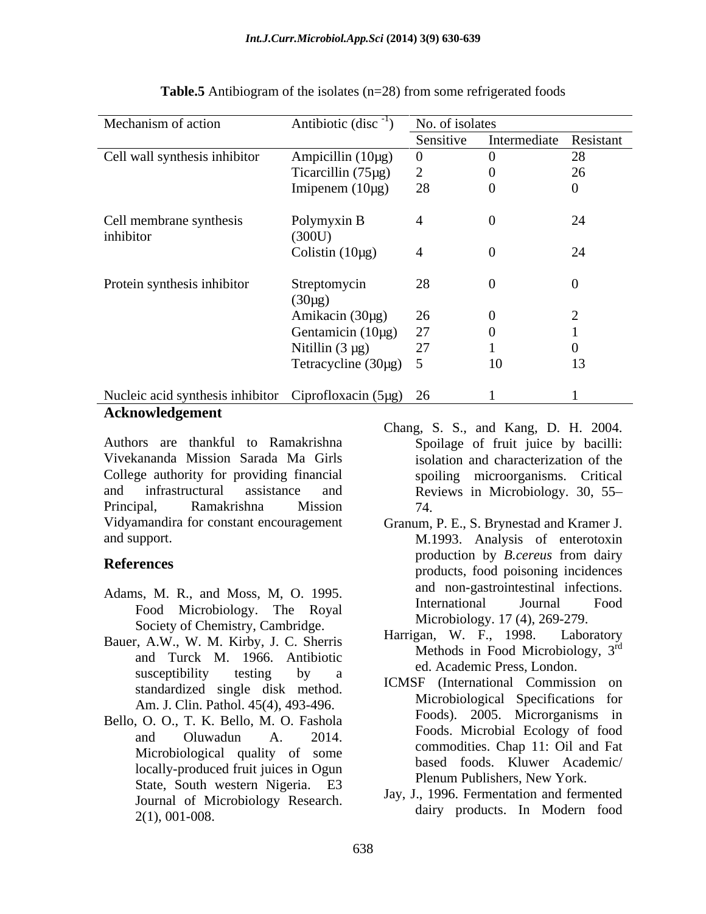**Table.5** Antibiogram of the isolates (n=28) from some refrigerated foods

| Mechanism of action | Antibiotic (disc $^{-1}$) | No. of isolates | | |
|---|---|---|---|---|
| | | Sensitive | Intermediate | Resistant |
| Cell wall synthesis inhibitor | Ampicillin (10µg) | 0 | 0 | 28 |
| | Ticarcillin (75µg) | 2 | 0 | 26 |
| | Imipenem (10µg) | 28 | 0 | 0 |
| Cell membrane synthesis inhibitor | Polymyxin B (300U) | 4 | 0 | 24 |
| | Colistin (10µg) | 4 | 0 | 24 |
| Protein synthesis inhibitor | Streptomycin (30µg) | 28 | 0 | 0 |
| | Amikacin (30µg) | 26 | 0 | 2 |
| | Gentamicin (10µg) | 27 | 0 | 1 |
| | Nitillin (3 µg) | 27 | 1 | 0 |
| | Tetracycline (30µg) | 5 | 10 | 13 |
| Nucleic acid synthesis inhibitor | Ciprofloxacin (5µg) | 26 | 1 | 1 |

## Acknowledgement

Authors are thankful to Ramakrishna Vivekananda Mission Sarada Ma Girls College authority for providing financial and infrastructural assistance and Principal, Ramakrishna Mission Vidyamandira for constant encouragement and support.

## References

Adams, M. R., and Moss, M, O. 1995. Food Microbiology. The Royal Society of Chemistry, Cambridge.

Bauer, A.W., W. M. Kirby, J. C. Sherris and Turck M. 1966. Antibiotic susceptibility testing by a standardized single disk method. Am. J. Clin. Pathol. 45(4), 493-496.

Bello, O. O., T. K. Bello, M. O. Fashola and Oluwadun A. 2014. Microbiological quality of some locally-produced fruit juices in Ogun State, South western Nigeria. E3 Journal of Microbiology Research. 2(1), 001-008.

Chang, S. S., and Kang, D. H. 2004. Spoilage of fruit juice by bacilli: isolation and characterization of the spoiling microorganisms. Critical Reviews in Microbiology. 30, 55–74.

Granum, P. E., S. Brynestad and Kramer J. M.1993. Analysis of enterotoxin production by *B.cereus* from dairy products, food poisoning incidences and non-gastrointestinal infections. International Journal Food Microbiology. 17 (4), 269-279.

Harrigan, W. F., 1998. Laboratory Methods in Food Microbiology, 3rd ed. Academic Press, London.

ICMSF (International Commission on Microbiological Specifications for Foods). 2005. Microrganisms in Foods. Microbial Ecology of food commodities. Chap 11: Oil and Fat based foods. Kluwer Academic/ Plenum Publishers, New York.

Jay, J., 1996. Fermentation and fermented dairy products. In Modern food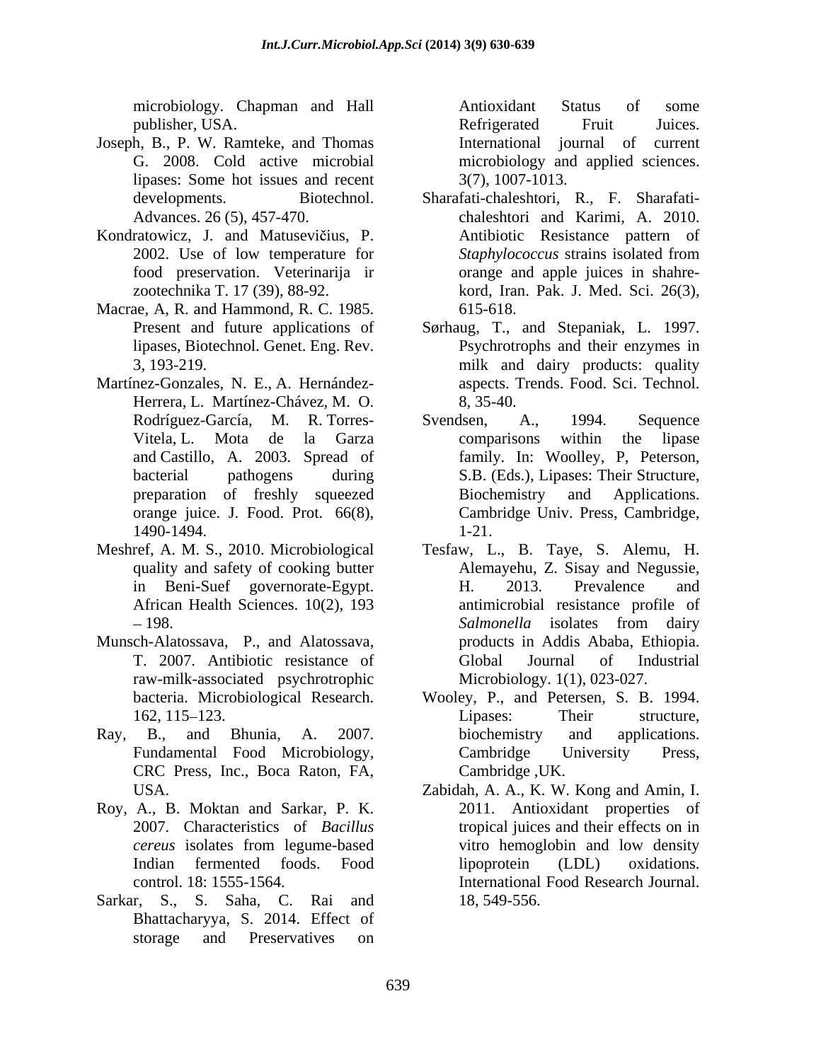microbiology. Chapman and Hall publisher, USA.

Joseph, B., P. W. Ramteke, and Thomas G. 2008. Cold active microbial lipases: Some hot issues and recent developments. Biotechnol. Advances. 26 (5), 457-470.

Kondratowicz, J. and Matusevičius, P. 2002. Use of low temperature for food preservation. Veterinarija ir zootechnika T. 17 (39), 88-92.

Macrae, A, R. and Hammond, R. C. 1985. Present and future applications of lipases, Biotechnol. Genet. Eng. Rev. 3, 193-219.

Martínez-Gonzales, N. E., A. Hernández-Herrera, L. Martínez-Chávez, M. O. Rodríguez-García, M. R. Torres-Vitela, L. Mota de la Garza and Castillo, A. 2003. Spread of bacterial pathogens during preparation of freshly squeezed orange juice. J. Food. Prot. 66(8), 1490-1494.

Meshref, A. M. S., 2010. Microbiological quality and safety of cooking butter in Beni-Suef governorate-Egypt. African Health Sciences. 10(2), 193 – 198.

Munsch-Alatossava, P., and Alatossava, T. 2007. Antibiotic resistance of raw-milk-associated psychrotrophic bacteria. Microbiological Research. 162, 115–123.

Ray, B., and Bhunia, A. 2007. Fundamental Food Microbiology, CRC Press, Inc., Boca Raton, FA, USA.

Roy, A., B. Moktan and Sarkar, P. K. 2007. Characteristics of *Bacillus cereus* isolates from legume-based Indian fermented foods. Food control. 18: 1555-1564.

Sarkar, S., S. Saha, C. Rai and Bhattacharyya, S. 2014. Effect of storage and Preservatives on Antioxidant Status of some Refrigerated Fruit Juices. International journal of current microbiology and applied sciences. 3(7), 1007-1013.

Sharafati-chaleshtori, R., F. Sharafati-chaleshtori and Karimi, A. 2010. Antibiotic Resistance pattern of *Staphylococcus* strains isolated from orange and apple juices in shahre-kord, Iran. Pak. J. Med. Sci. 26(3), 615-618.

Sørhaug, T., and Stepaniak, L. 1997. Psychrotrophs and their enzymes in milk and dairy products: quality aspects. Trends. Food. Sci. Technol. 8, 35-40.

Svendsen, A., 1994. Sequence comparisons within the lipase family. In: Woolley, P, Peterson, S.B. (Eds.), Lipases: Their Structure, Biochemistry and Applications. Cambridge Univ. Press, Cambridge, 1-21.

Tesfaw, L., B. Taye, S. Alemu, H. Alemayehu, Z. Sisay and Negussie, H. 2013. Prevalence and antimicrobial resistance profile of *Salmonella* isolates from dairy products in Addis Ababa, Ethiopia. Global Journal of Industrial Microbiology. 1(1), 023-027.

Wooley, P., and Petersen, S. B. 1994. Lipases: Their structure, biochemistry and applications. Cambridge University Press, Cambridge ,UK.

Zabidah, A. A., K. W. Kong and Amin, I. 2011. Antioxidant properties of tropical juices and their effects on in vitro hemoglobin and low density lipoprotein (LDL) oxidations. International Food Research Journal. 18, 549-556.